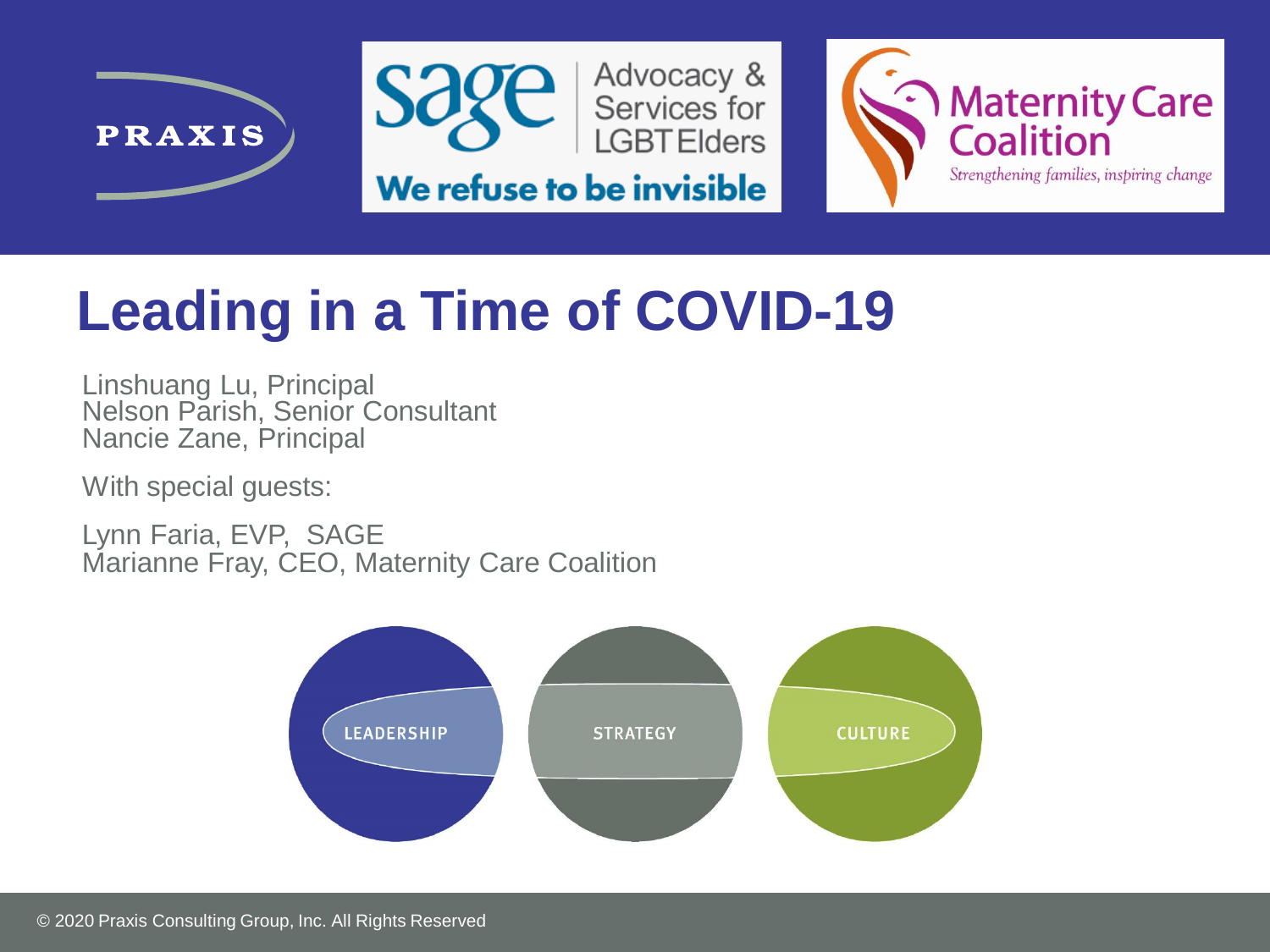PRAXIS

sage | Advocacy & Services for LGBT Elders

We refuse to be invisible

Maternity Care Coalition

*Strengthening families, inspiring change*

# Leading in a Time of COVID-19

Linshuang Lu, Principal
Nelson Parish, Senior Consultant
Nancie Zane, Principal

With special guests:

Lynn Faria, EVP, SAGE
Marianne Fray, CEO, Maternity Care Coalition

LEADERSHIP | STRATEGY | CULTURE

© 2020 Praxis Consulting Group, Inc. All Rights Reserved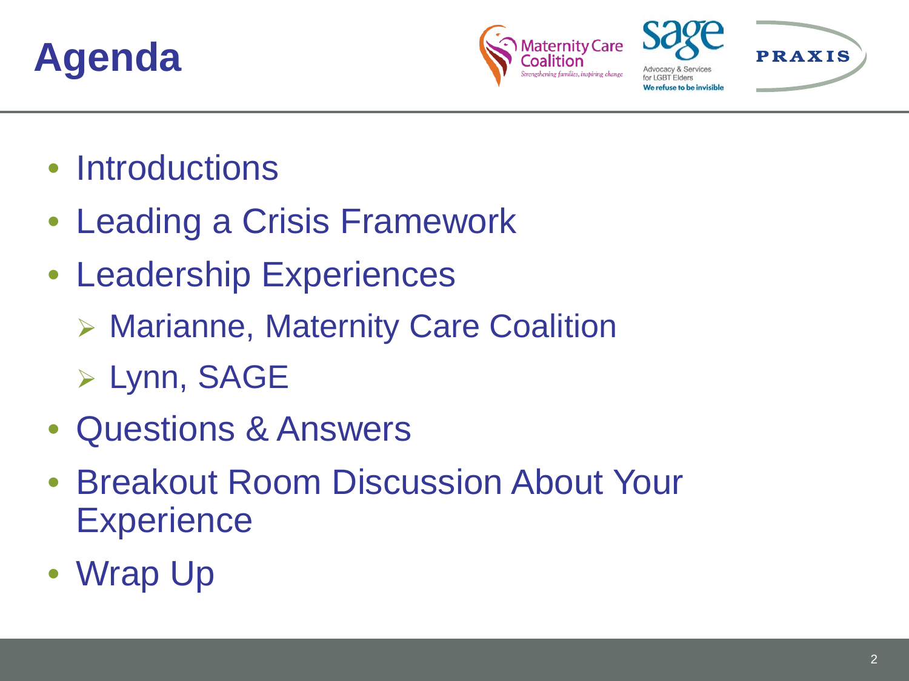# Agenda

- Introductions
- Leading a Crisis Framework
- Leadership Experiences
  - Marianne, Maternity Care Coalition
  - Lynn, SAGE
- Questions & Answers
- Breakout Room Discussion About Your Experience
- Wrap Up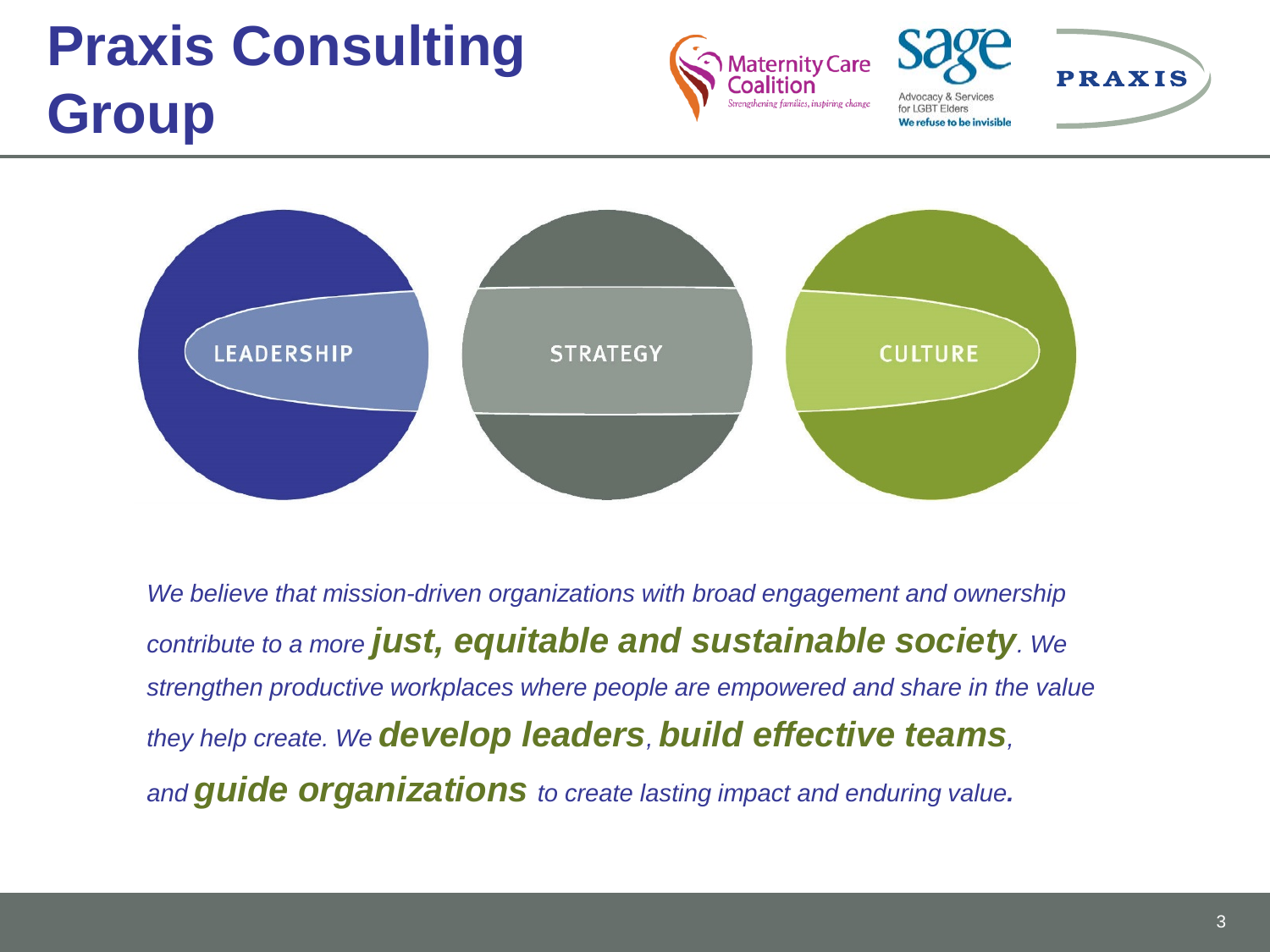# Praxis Consulting Group

LEADERSHIP

STRATEGY

CULTURE

*We believe that mission-driven organizations with broad engagement and ownership contribute to a more* ***just, equitable and sustainable society****. We strengthen productive workplaces where people are empowered and share in the value they help create. We* ***develop leaders****,* ***build effective teams****, and* ***guide organizations*** *to create lasting impact and enduring value.*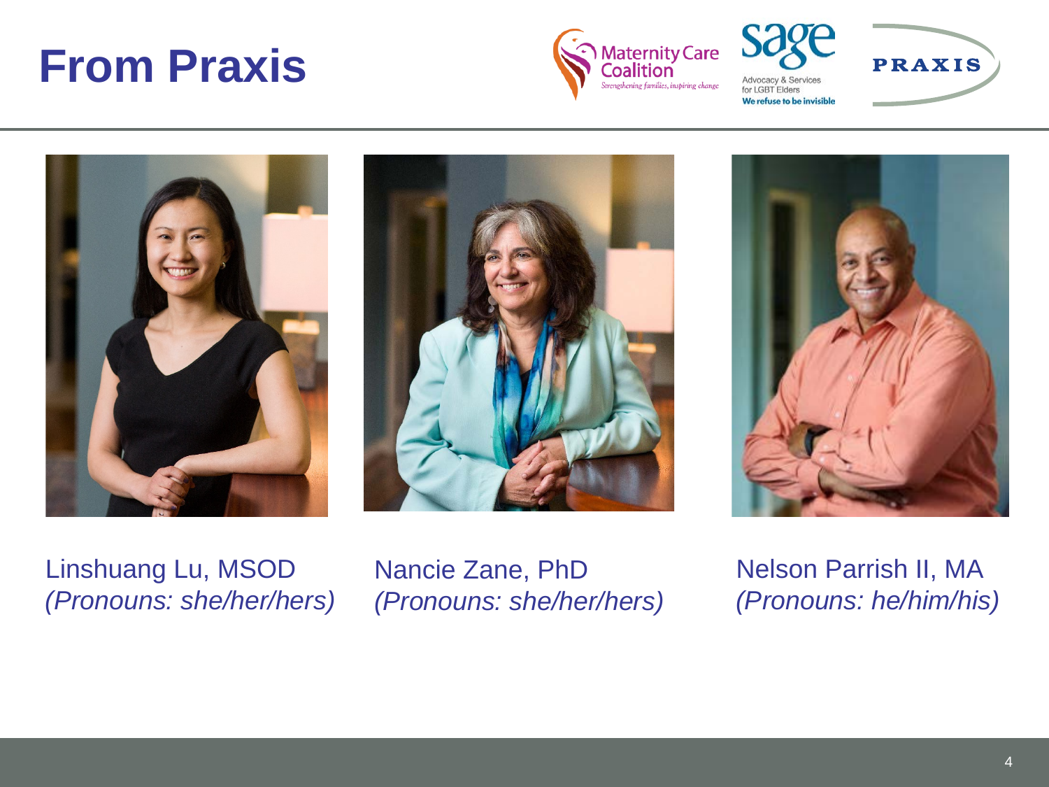# From Praxis

Linshuang Lu, MSOD
*(Pronouns: she/her/hers)*

Nancie Zane, PhD
*(Pronouns: she/her/hers)*

Nelson Parrish II, MA
*(Pronouns: he/him/his)*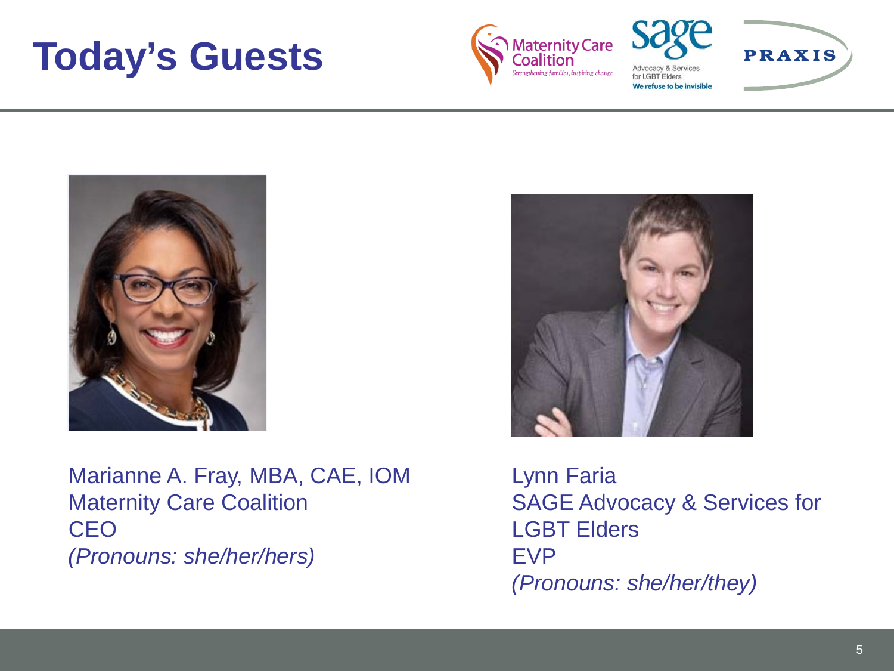# Today's Guests

Marianne A. Fray, MBA, CAE, IOM
Maternity Care Coalition
CEO
*(Pronouns: she/her/hers)*

Lynn Faria
SAGE Advocacy & Services for LGBT Elders
EVP
*(Pronouns: she/her/they)*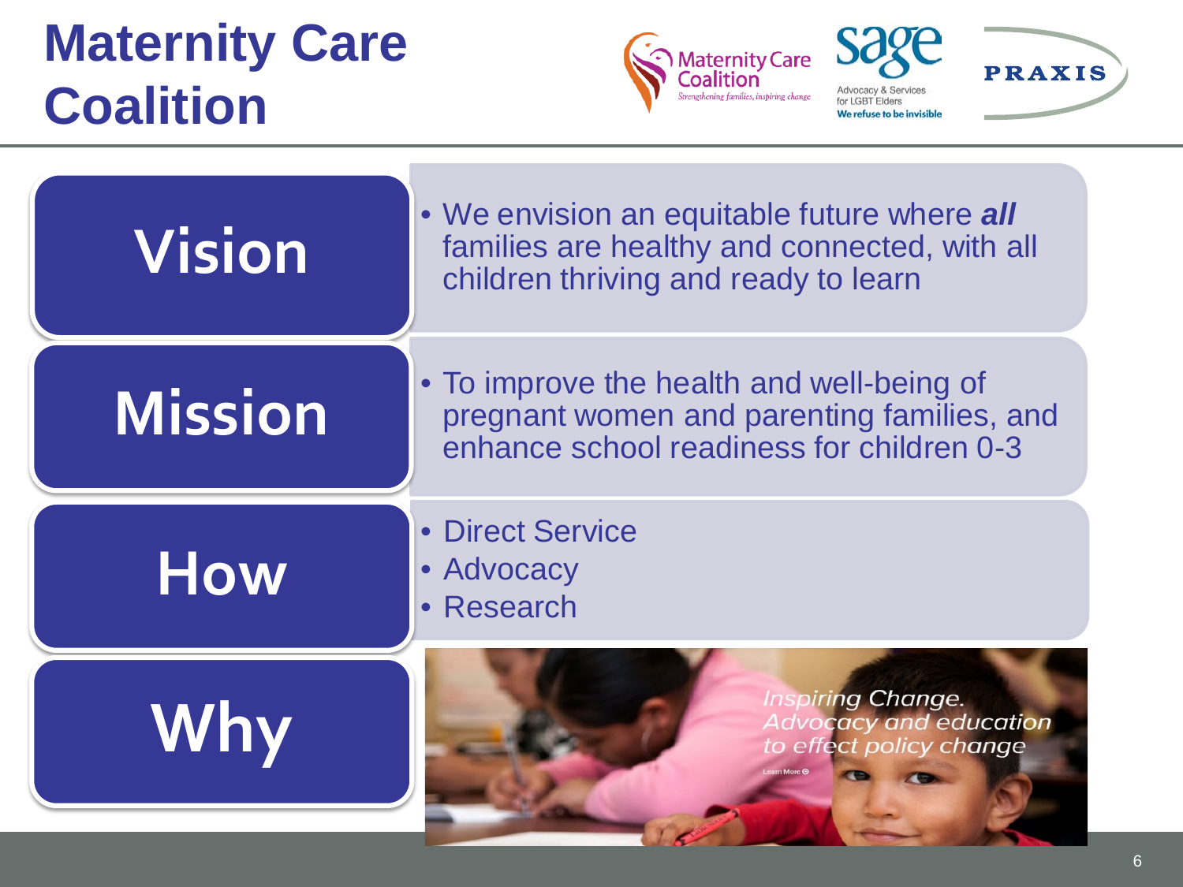# Maternity Care Coalition

## Vision

- We envision an equitable future where ***all*** families are healthy and connected, with all children thriving and ready to learn

## Mission

- To improve the health and well-being of pregnant women and parenting families, and enhance school readiness for children 0-3

## How

- Direct Service
- Advocacy
- Research

## Why

*Inspiring Change.*
*Advocacy and education to effect policy change*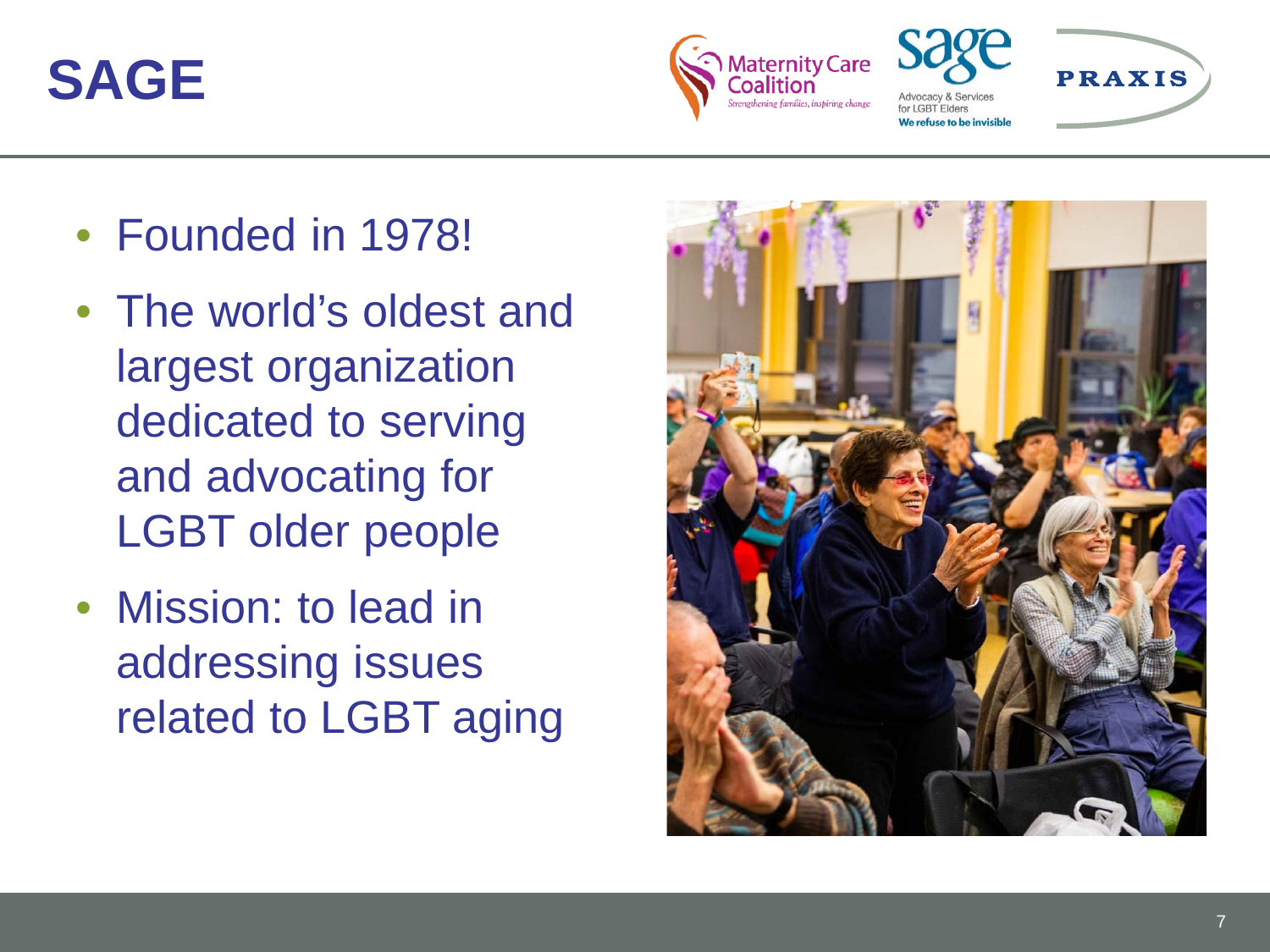# SAGE

- Founded in 1978!
- The world's oldest and largest organization dedicated to serving and advocating for LGBT older people
- Mission: to lead in addressing issues related to LGBT aging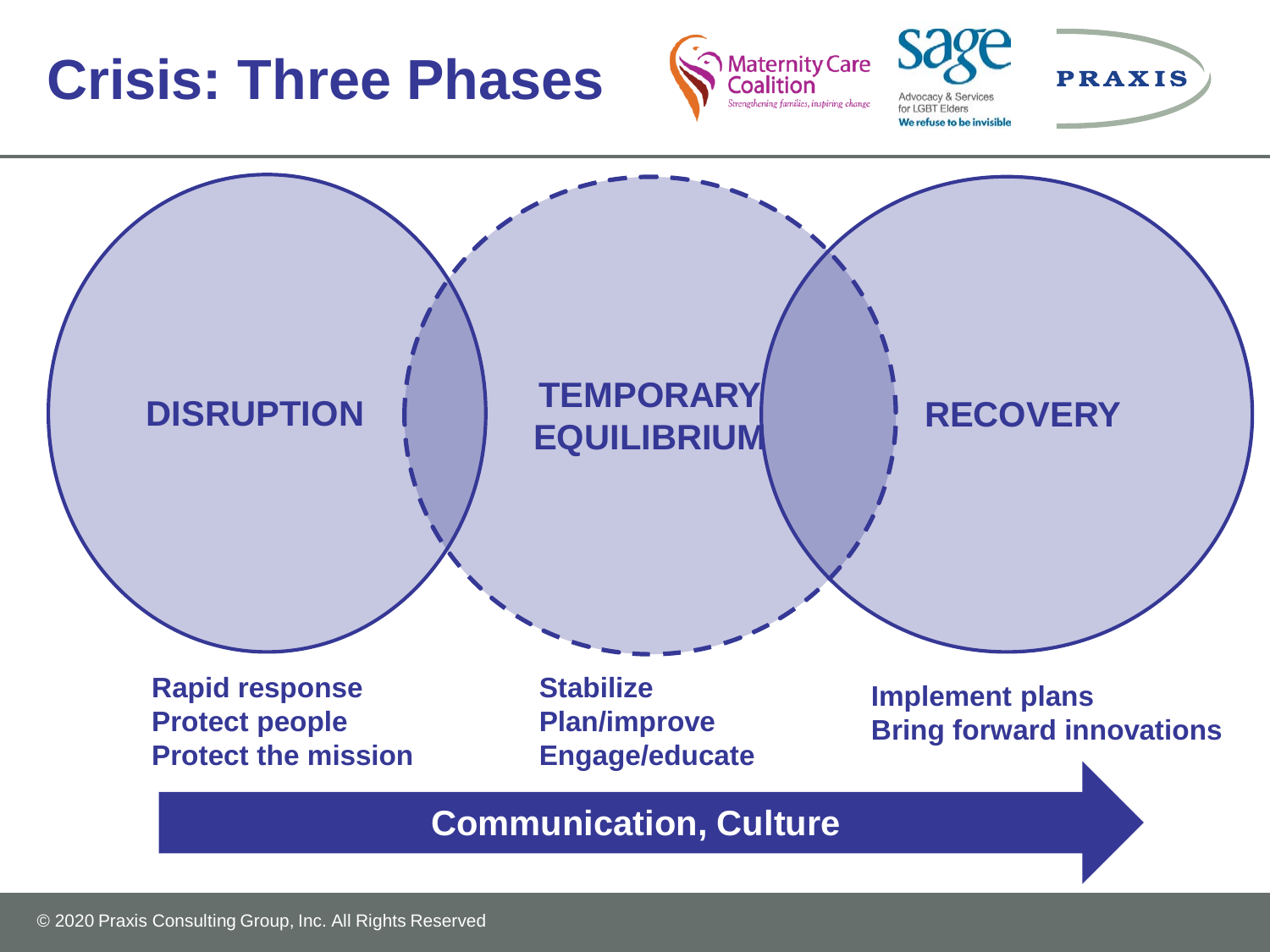# Crisis: Three Phases

**DISRUPTION**

- **Rapid response**
- **Protect people**
- **Protect the mission**

**TEMPORARY EQUILIBRIUM**

- **Stabilize**
- **Plan/improve**
- **Engage/educate**

**RECOVERY**

- **Implement plans**
- **Bring forward innovations**

**Communication, Culture**

© 2020 Praxis Consulting Group, Inc. All Rights Reserved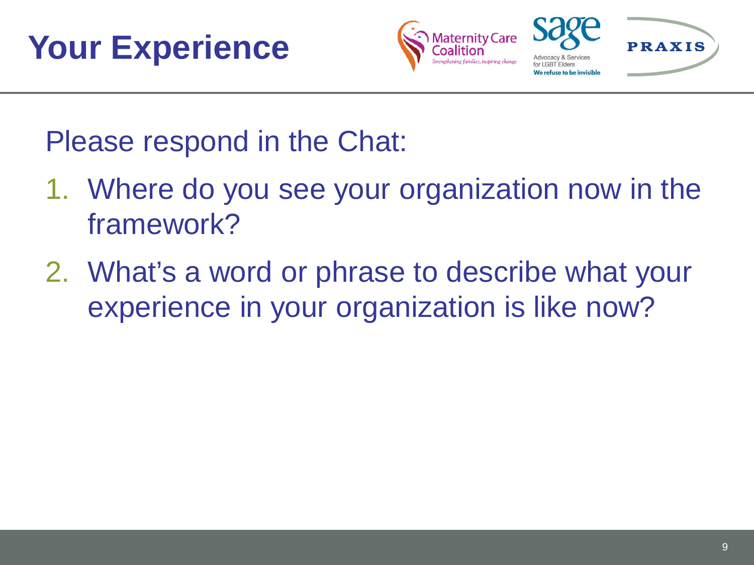# Your Experience

Please respond in the Chat:

1. Where do you see your organization now in the framework?
2. What's a word or phrase to describe what your experience in your organization is like now?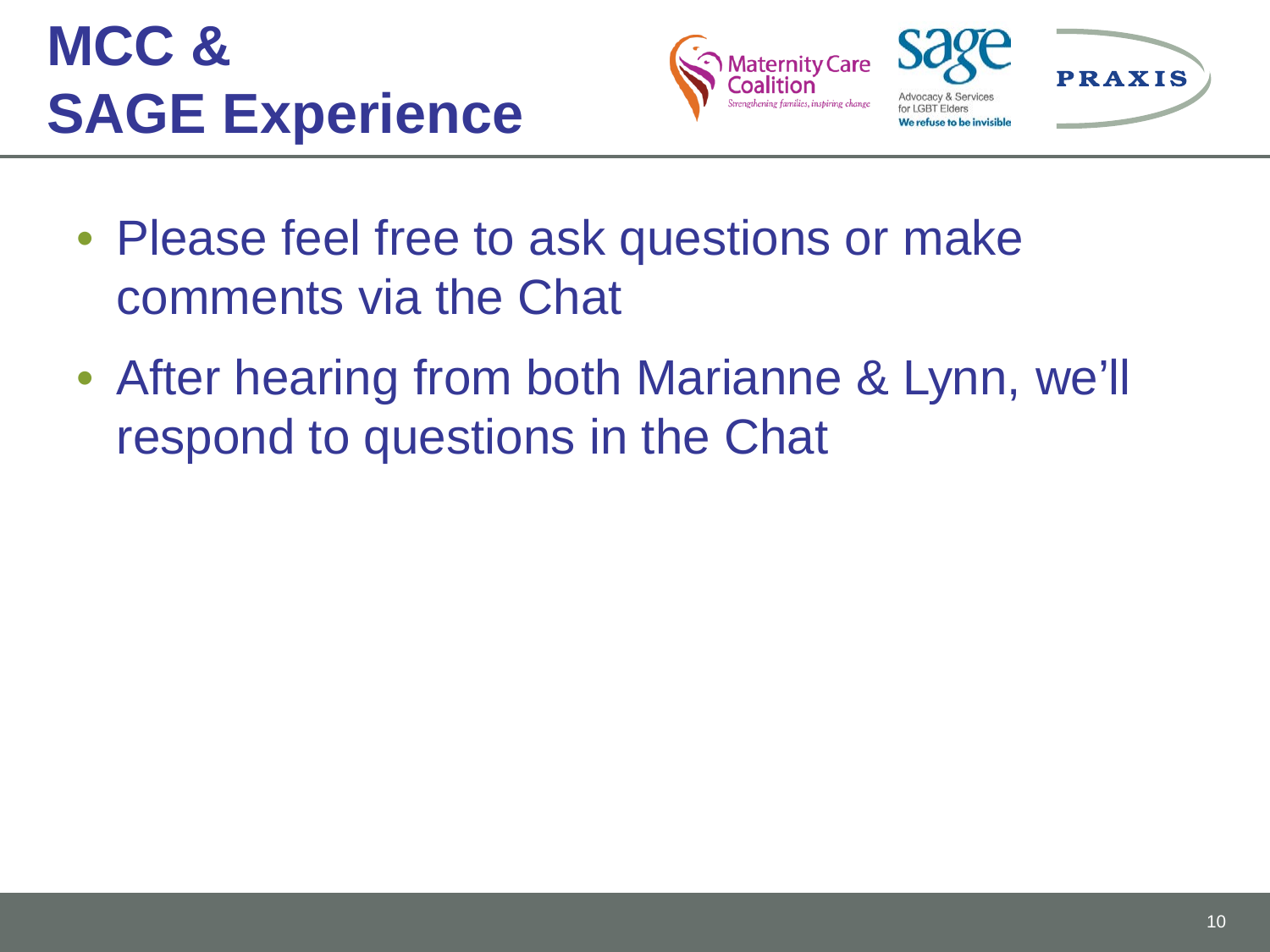# MCC & SAGE Experience

- Please feel free to ask questions or make comments via the Chat
- After hearing from both Marianne & Lynn, we'll respond to questions in the Chat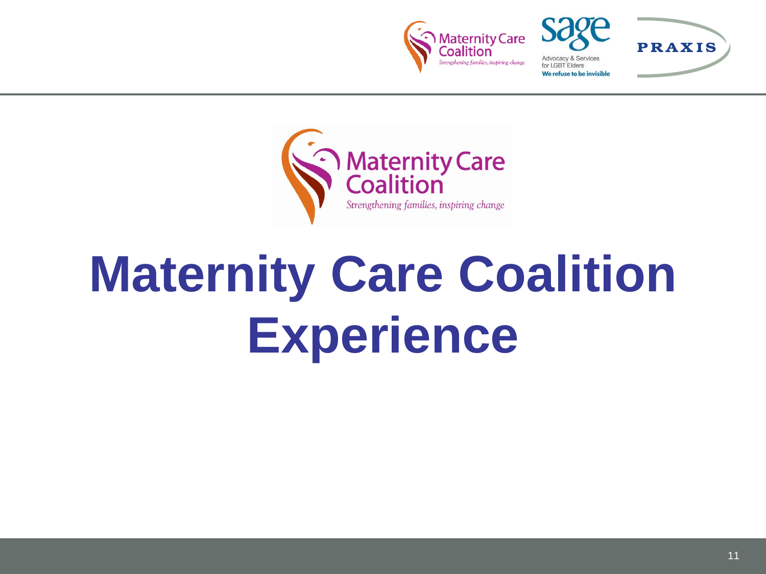# Maternity Care Coalition Experience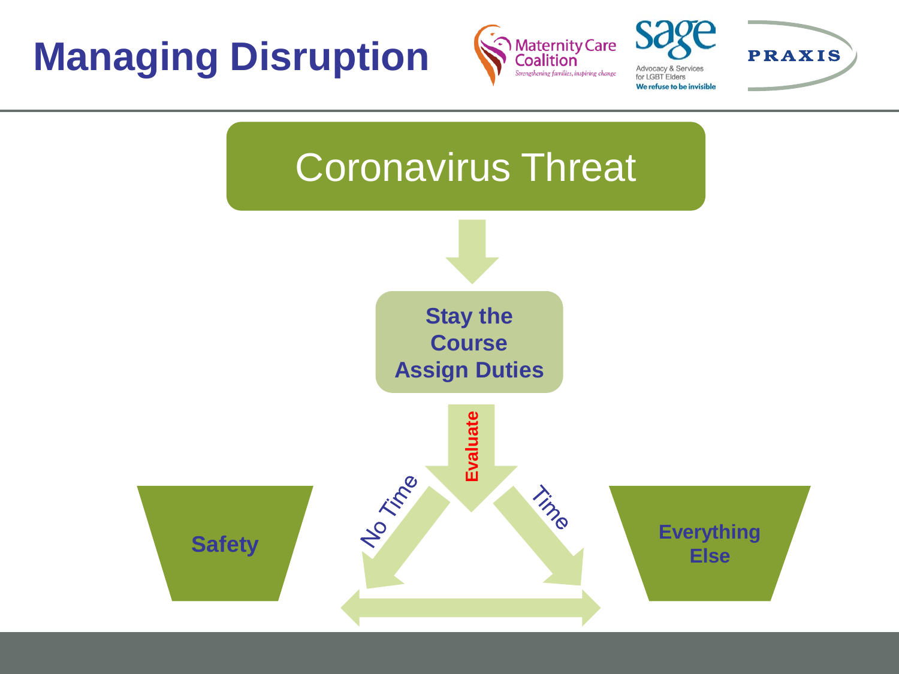# Managing Disruption

Coronavirus Threat

**Stay the Course**
**Assign Duties**

**Evaluate**

No Time

Time

**Safety**

**Everything Else**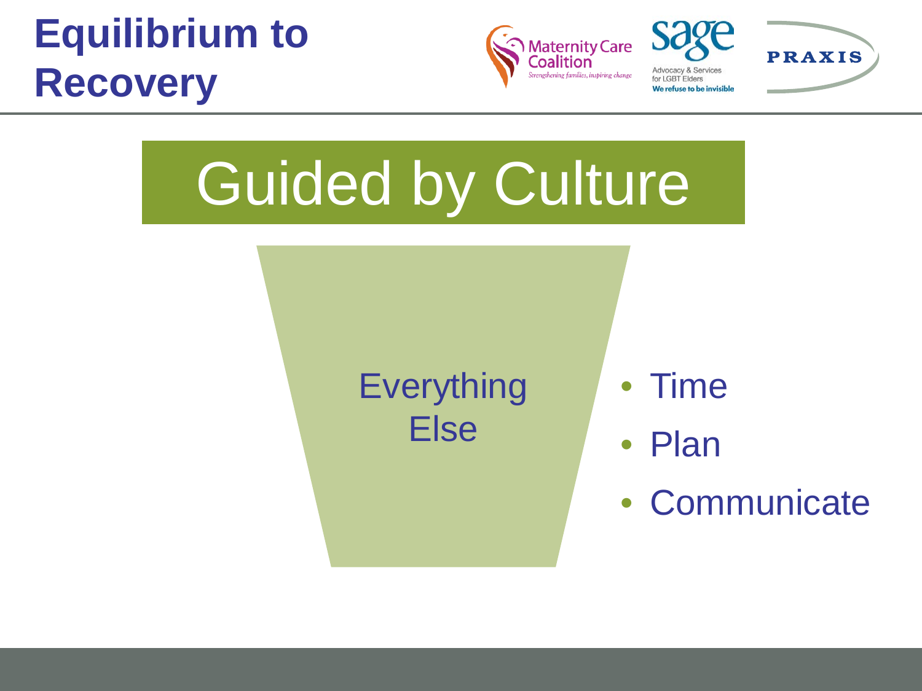# Equilibrium to Recovery

Maternity Care Coalition — Strengthening families, inspiring change

sage — Advocacy & Services for LGBT Elders — We refuse to be invisible

PRAXIS

## Guided by Culture

Everything Else

- Time
- Plan
- Communicate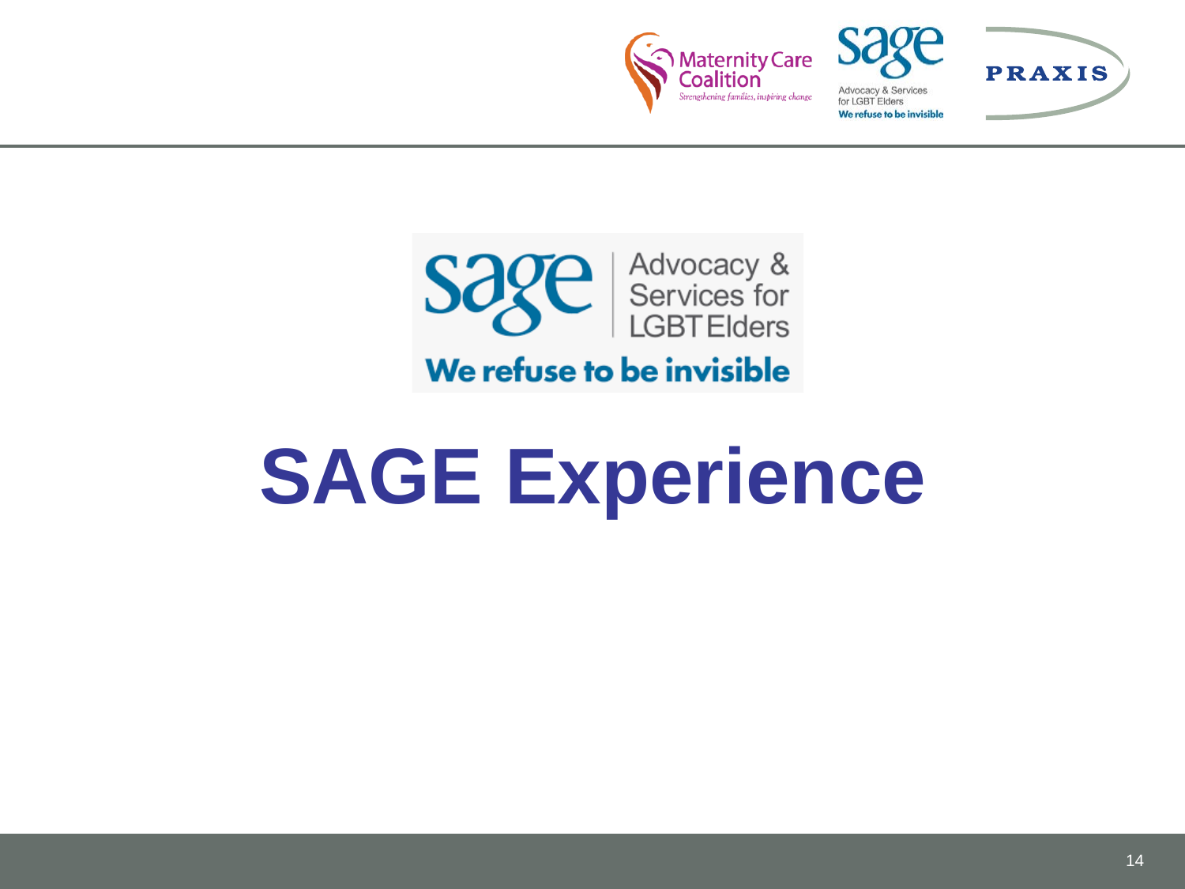# SAGE Experience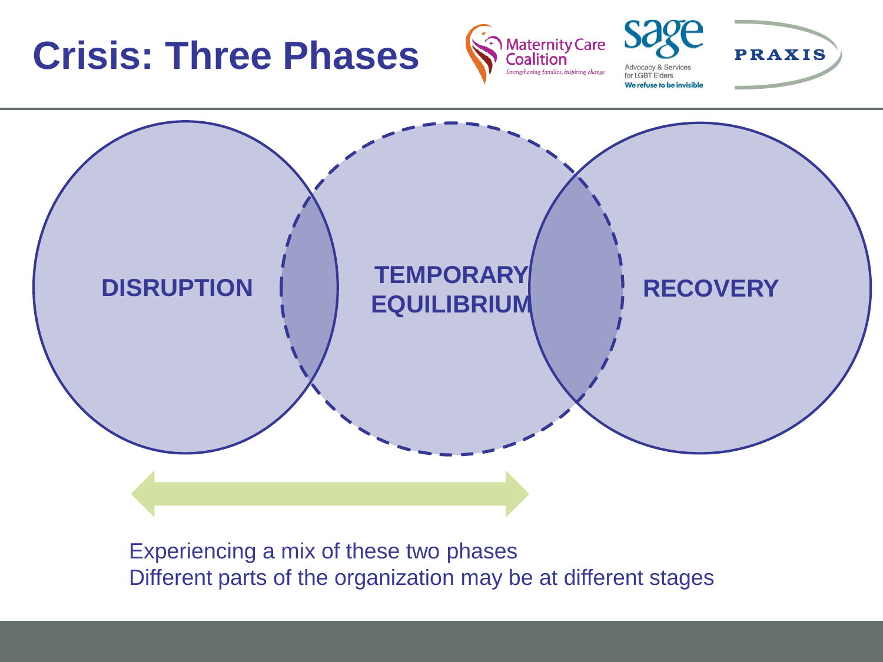# Crisis: Three Phases

DISRUPTION

TEMPORARY EQUILIBRIUM

RECOVERY

Experiencing a mix of these two phases
Different parts of the organization may be at different stages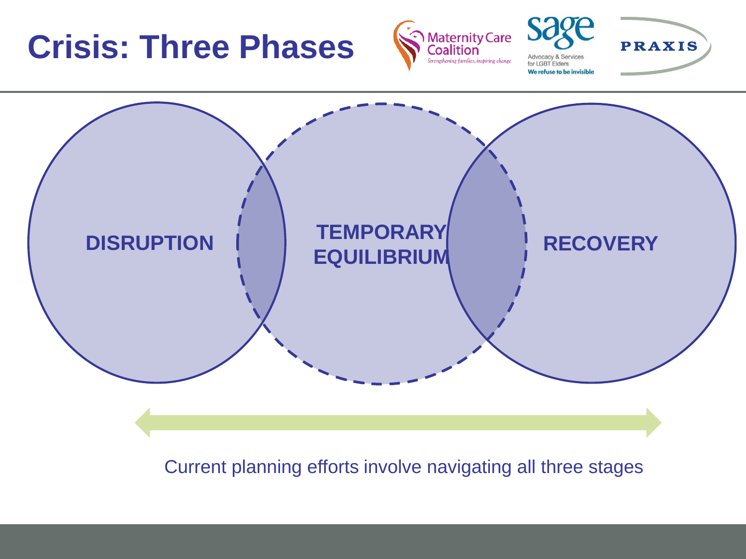# Crisis: Three Phases

DISRUPTION

TEMPORARY EQUILIBRIUM

RECOVERY

Current planning efforts involve navigating all three stages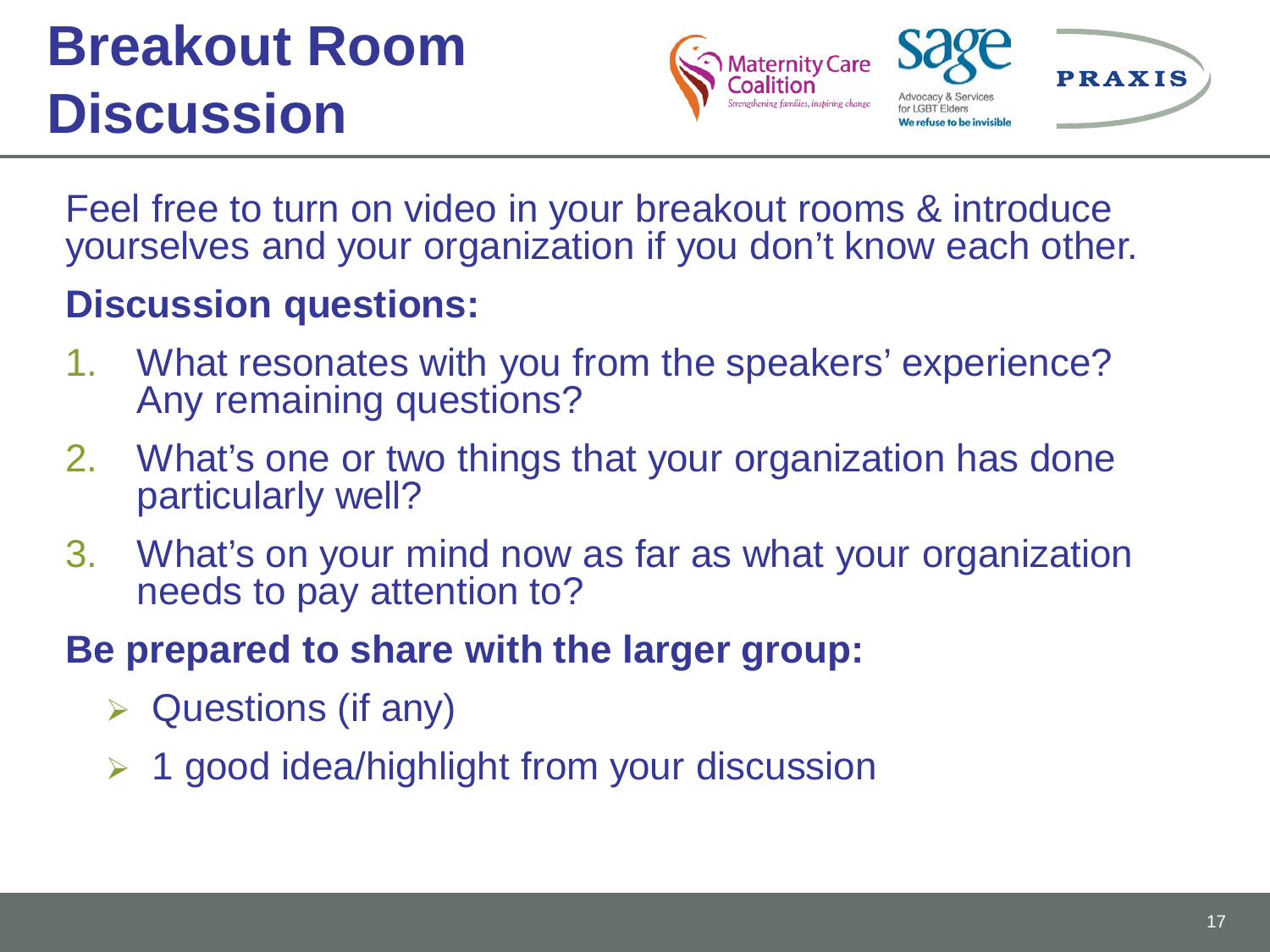# Breakout Room Discussion

Feel free to turn on video in your breakout rooms & introduce yourselves and your organization if you don't know each other.

**Discussion questions:**

1. What resonates with you from the speakers' experience? Any remaining questions?
2. What's one or two things that your organization has done particularly well?
3. What's on your mind now as far as what your organization needs to pay attention to?

**Be prepared to share with the larger group:**

- Questions (if any)
- 1 good idea/highlight from your discussion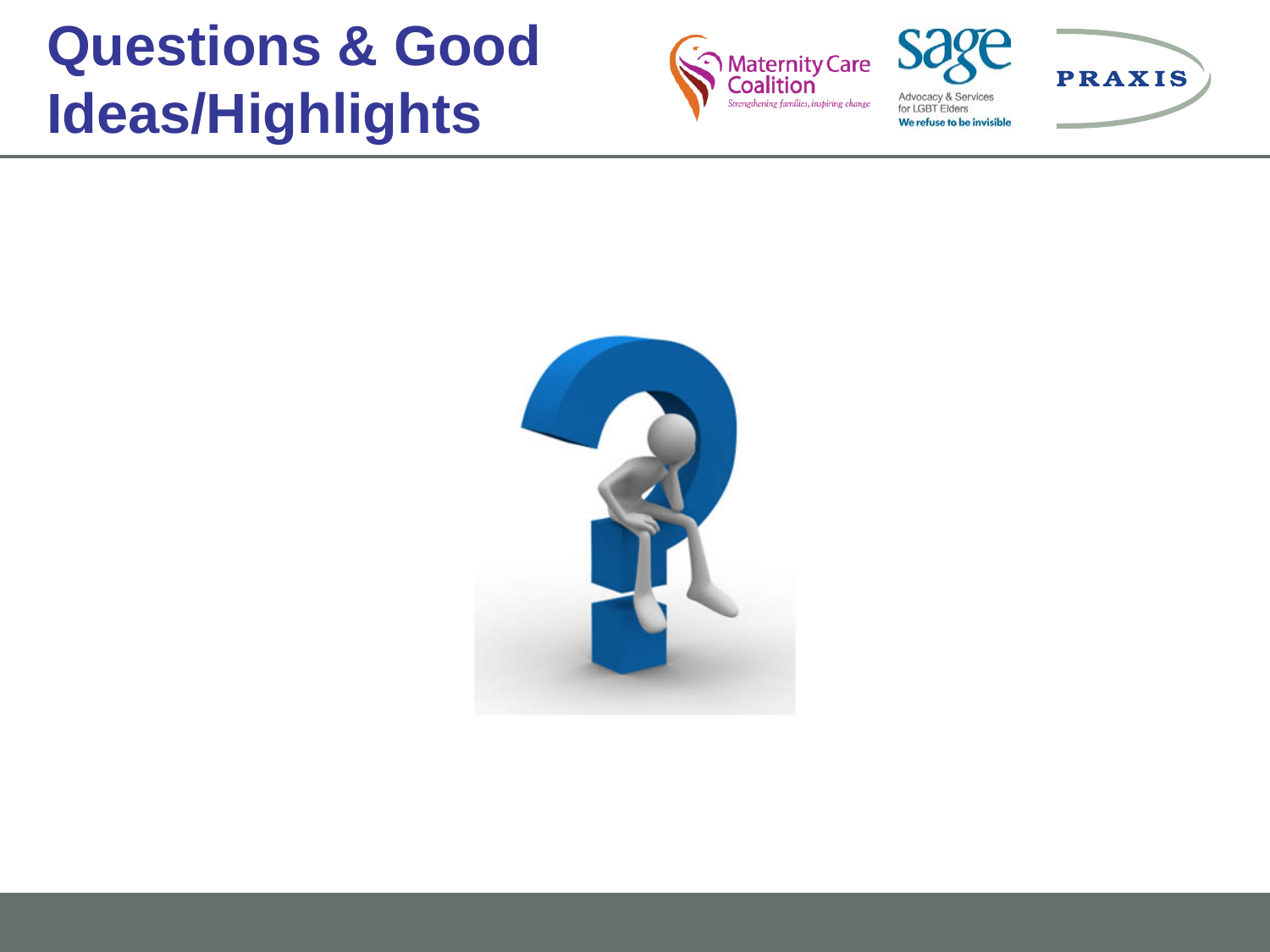# Questions & Good Ideas/Highlights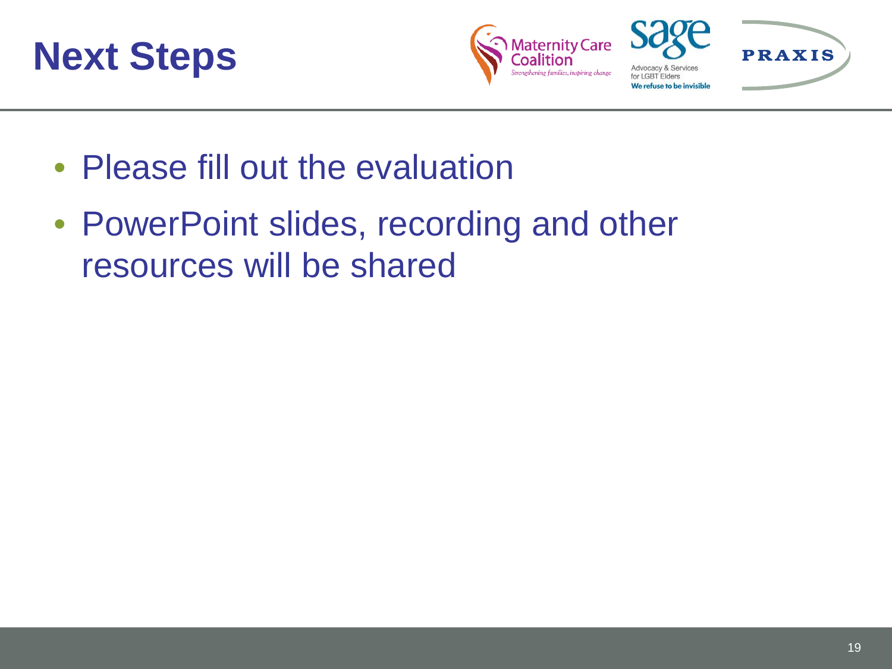# Next Steps

- Please fill out the evaluation
- PowerPoint slides, recording and other resources will be shared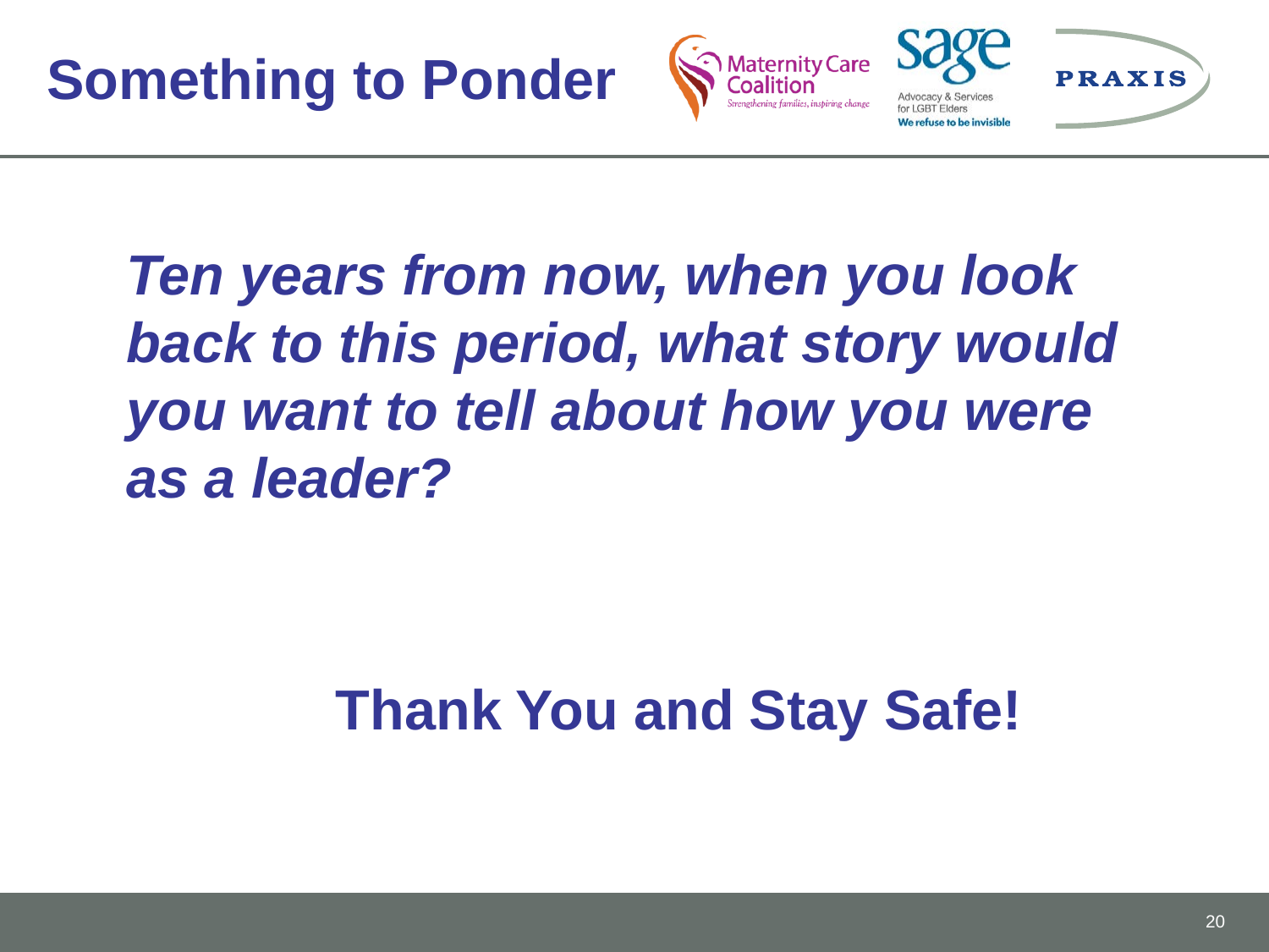# Something to Ponder

Maternity Care Coalition
*Strengthening families, inspiring change*

sage
Advocacy & Services for LGBT Elders
**We refuse to be invisible**

PRAXIS

***Ten years from now, when you look back to this period, what story would you want to tell about how you were as a leader?***

**Thank You and Stay Safe!**